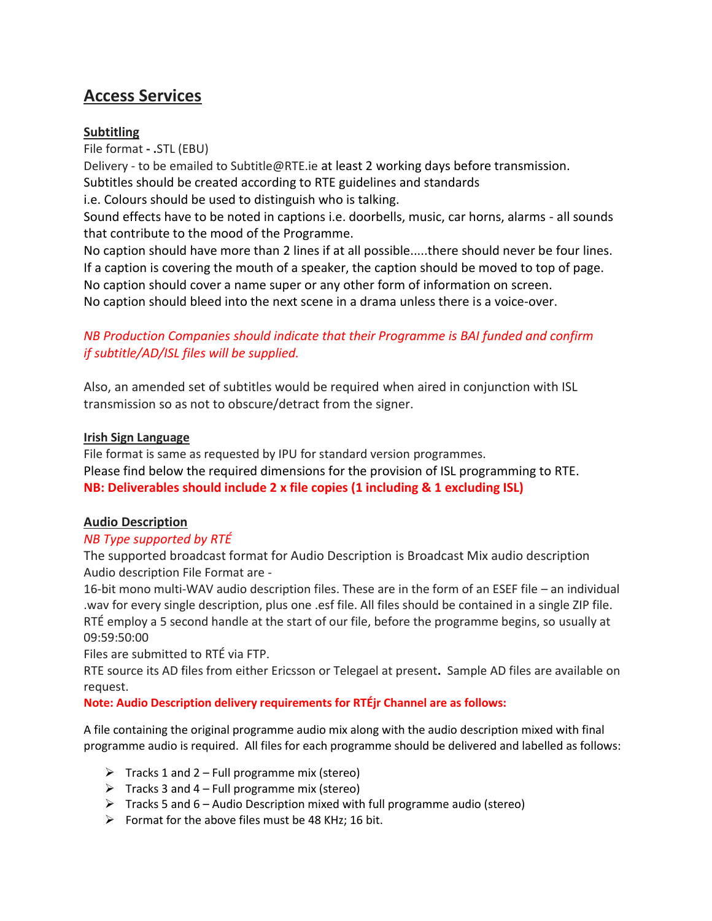# Access Services

## Subtitling

File format **-** **.**STL (EBU)

Delivery - to be emailed to Subtitle@RTE.ie at least 2 working days before transmission.
Subtitles should be created according to RTE guidelines and standards
i.e. Colours should be used to distinguish who is talking.
Sound effects have to be noted in captions i.e. doorbells, music, car horns, alarms - all sounds that contribute to the mood of the Programme.
No caption should have more than 2 lines if at all possible.....there should never be four lines.
If a caption is covering the mouth of a speaker, the caption should be moved to top of page.
No caption should cover a name super or any other form of information on screen.
No caption should bleed into the next scene in a drama unless there is a voice-over.

*NB Production Companies should indicate that their Programme is BAI funded and confirm if subtitle/AD/ISL files will be supplied.*

Also, an amended set of subtitles would be required when aired in conjunction with ISL transmission so as not to obscure/detract from the signer.

## Irish Sign Language

File format is same as requested by IPU for standard version programmes.
Please find below the required dimensions for the provision of ISL programming to RTE.
**NB: Deliverables should include 2 x file copies (1 including & 1 excluding ISL)**

## Audio Description

*NB Type supported by RTÉ*

The supported broadcast format for Audio Description is Broadcast Mix audio description
Audio description File Format are -
16-bit mono multi-WAV audio description files. These are in the form of an ESEF file – an individual .wav for every single description, plus one .esf file. All files should be contained in a single ZIP file.
RTÉ employ a 5 second handle at the start of our file, before the programme begins, so usually at 09:59:50:00
Files are submitted to RTÉ via FTP.
RTE source its AD files from either Ericsson or Telegael at present**.** Sample AD files are available on request.

**Note: Audio Description delivery requirements for RTÉjr Channel are as follows:**

A file containing the original programme audio mix along with the audio description mixed with final programme audio is required. All files for each programme should be delivered and labelled as follows:

- Tracks 1 and 2 – Full programme mix (stereo)
- Tracks 3 and 4 – Full programme mix (stereo)
- Tracks 5 and 6 – Audio Description mixed with full programme audio (stereo)
- Format for the above files must be 48 KHz; 16 bit.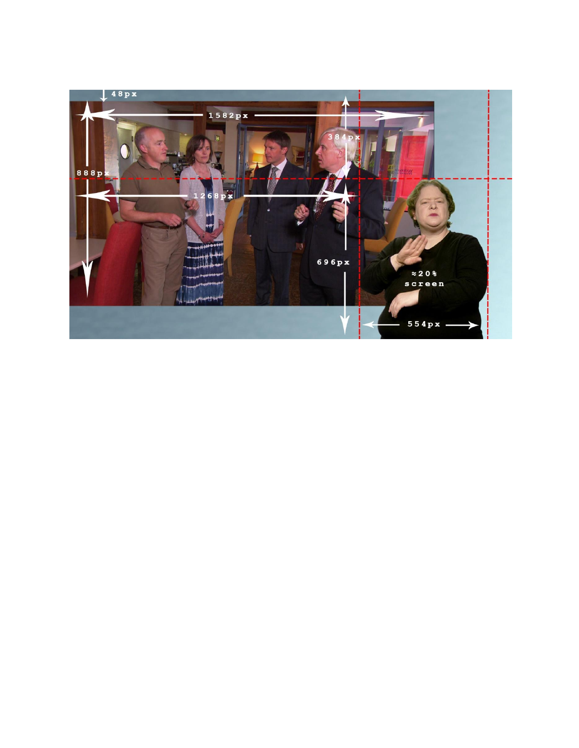48px

1582px

384px

888px

1268px

696px

≈20% screen

554px